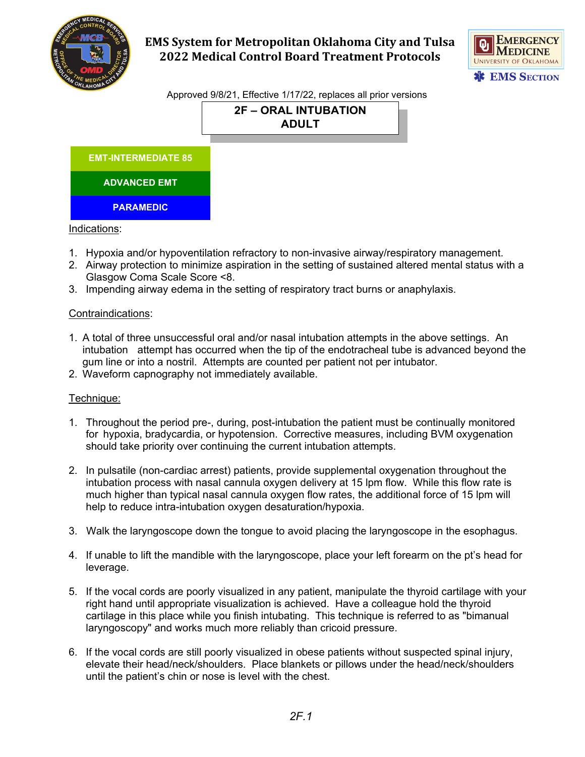# EMS System for Metropolitan Oklahoma City and Tulsa 2022 Medical Control Board Treatment Protocols

Approved 9/8/21, Effective 1/17/22, replaces all prior versions

## 2F – ORAL INTUBATION ADULT

**EMT-INTERMEDIATE 85**

**ADVANCED EMT**

**PARAMEDIC**

Indications:

1. Hypoxia and/or hypoventilation refractory to non-invasive airway/respiratory management.
2. Airway protection to minimize aspiration in the setting of sustained altered mental status with a Glasgow Coma Scale Score <8.
3. Impending airway edema in the setting of respiratory tract burns or anaphylaxis.

Contraindications:

1. A total of three unsuccessful oral and/or nasal intubation attempts in the above settings. An intubation attempt has occurred when the tip of the endotracheal tube is advanced beyond the gum line or into a nostril. Attempts are counted per patient not per intubator.
2. Waveform capnography not immediately available.

Technique:

1. Throughout the period pre-, during, post-intubation the patient must be continually monitored for hypoxia, bradycardia, or hypotension. Corrective measures, including BVM oxygenation should take priority over continuing the current intubation attempts.

2. In pulsatile (non-cardiac arrest) patients, provide supplemental oxygenation throughout the intubation process with nasal cannula oxygen delivery at 15 lpm flow. While this flow rate is much higher than typical nasal cannula oxygen flow rates, the additional force of 15 lpm will help to reduce intra-intubation oxygen desaturation/hypoxia.

3. Walk the laryngoscope down the tongue to avoid placing the laryngoscope in the esophagus.

4. If unable to lift the mandible with the laryngoscope, place your left forearm on the pt's head for leverage.

5. If the vocal cords are poorly visualized in any patient, manipulate the thyroid cartilage with your right hand until appropriate visualization is achieved. Have a colleague hold the thyroid cartilage in this place while you finish intubating. This technique is referred to as "bimanual laryngoscopy" and works much more reliably than cricoid pressure.

6. If the vocal cords are still poorly visualized in obese patients without suspected spinal injury, elevate their head/neck/shoulders. Place blankets or pillows under the head/neck/shoulders until the patient's chin or nose is level with the chest.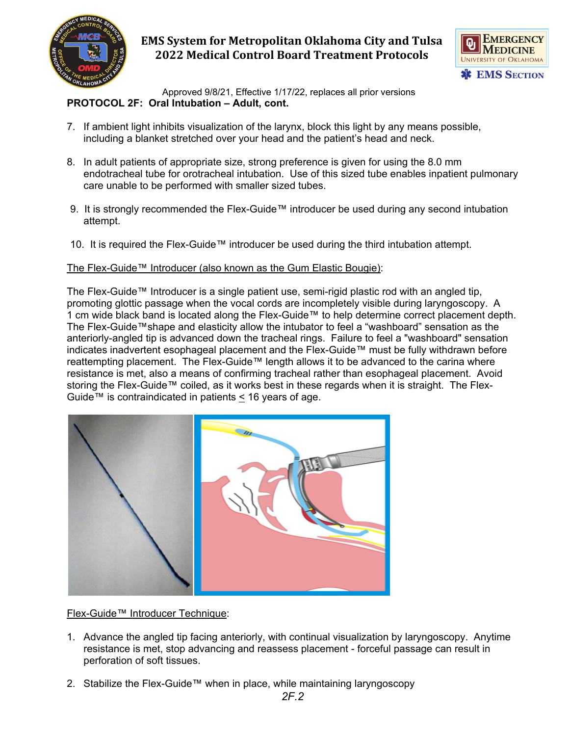**PROTOCOL 2F: Oral Intubation – Adult, cont.**

7. If ambient light inhibits visualization of the larynx, block this light by any means possible, including a blanket stretched over your head and the patient's head and neck.

8. In adult patients of appropriate size, strong preference is given for using the 8.0 mm endotracheal tube for orotracheal intubation. Use of this sized tube enables inpatient pulmonary care unable to be performed with smaller sized tubes.

9. It is strongly recommended the Flex-Guide™ introducer be used during any second intubation attempt.

10. It is required the Flex-Guide™ introducer be used during the third intubation attempt.

The Flex-Guide™ Introducer (also known as the Gum Elastic Bougie):

The Flex-Guide™ Introducer is a single patient use, semi-rigid plastic rod with an angled tip, promoting glottic passage when the vocal cords are incompletely visible during laryngoscopy. A 1 cm wide black band is located along the Flex-Guide™ to help determine correct placement depth. The Flex-Guide™ shape and elasticity allow the intubator to feel a "washboard" sensation as the anteriorly-angled tip is advanced down the tracheal rings. Failure to feel a "washboard" sensation indicates inadvertent esophageal placement and the Flex-Guide™ must be fully withdrawn before reattempting placement. The Flex-Guide™ length allows it to be advanced to the carina where resistance is met, also a means of confirming tracheal rather than esophageal placement. Avoid storing the Flex-Guide™ coiled, as it works best in these regards when it is straight. The Flex-Guide™ is contraindicated in patients ≤ 16 years of age.

Flex-Guide™ Introducer Technique:

1. Advance the angled tip facing anteriorly, with continual visualization by laryngoscopy. Anytime resistance is met, stop advancing and reassess placement - forceful passage can result in perforation of soft tissues.

2. Stabilize the Flex-Guide™ when in place, while maintaining laryngoscopy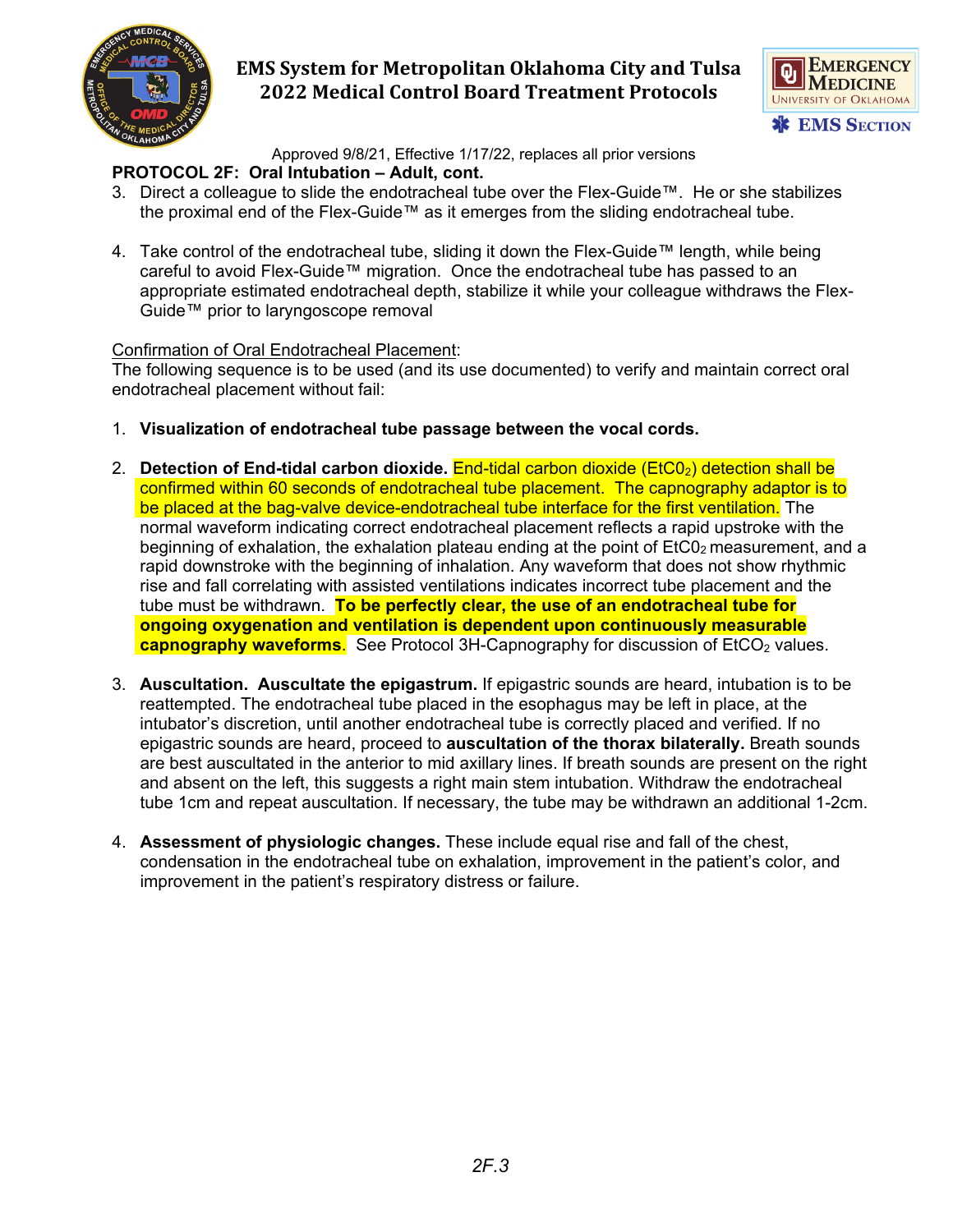**PROTOCOL 2F: Oral Intubation – Adult, cont.**

3. Direct a colleague to slide the endotracheal tube over the Flex-Guide™. He or she stabilizes the proximal end of the Flex-Guide™ as it emerges from the sliding endotracheal tube.

4. Take control of the endotracheal tube, sliding it down the Flex-Guide™ length, while being careful to avoid Flex-Guide™ migration. Once the endotracheal tube has passed to an appropriate estimated endotracheal depth, stabilize it while your colleague withdraws the Flex-Guide™ prior to laryngoscope removal

Confirmation of Oral Endotracheal Placement:

The following sequence is to be used (and its use documented) to verify and maintain correct oral endotracheal placement without fail:

1. **Visualization of endotracheal tube passage between the vocal cords.**

2. **Detection of End-tidal carbon dioxide.** End-tidal carbon dioxide ($EtCO_2$) detection shall be confirmed within 60 seconds of endotracheal tube placement. The capnography adaptor is to be placed at the bag-valve device-endotracheal tube interface for the first ventilation. The normal waveform indicating correct endotracheal placement reflects a rapid upstroke with the beginning of exhalation, the exhalation plateau ending at the point of $EtCO_2$ measurement, and a rapid downstroke with the beginning of inhalation. Any waveform that does not show rhythmic rise and fall correlating with assisted ventilations indicates incorrect tube placement and the tube must be withdrawn. **To be perfectly clear, the use of an endotracheal tube for ongoing oxygenation and ventilation is dependent upon continuously measurable capnography waveforms**. See Protocol 3H-Capnography for discussion of $EtCO_2$ values.

3. **Auscultation. Auscultate the epigastrum.** If epigastric sounds are heard, intubation is to be reattempted. The endotracheal tube placed in the esophagus may be left in place, at the intubator's discretion, until another endotracheal tube is correctly placed and verified. If no epigastric sounds are heard, proceed to **auscultation of the thorax bilaterally.** Breath sounds are best auscultated in the anterior to mid axillary lines. If breath sounds are present on the right and absent on the left, this suggests a right main stem intubation. Withdraw the endotracheal tube 1cm and repeat auscultation. If necessary, the tube may be withdrawn an additional 1-2cm.

4. **Assessment of physiologic changes.** These include equal rise and fall of the chest, condensation in the endotracheal tube on exhalation, improvement in the patient's color, and improvement in the patient's respiratory distress or failure.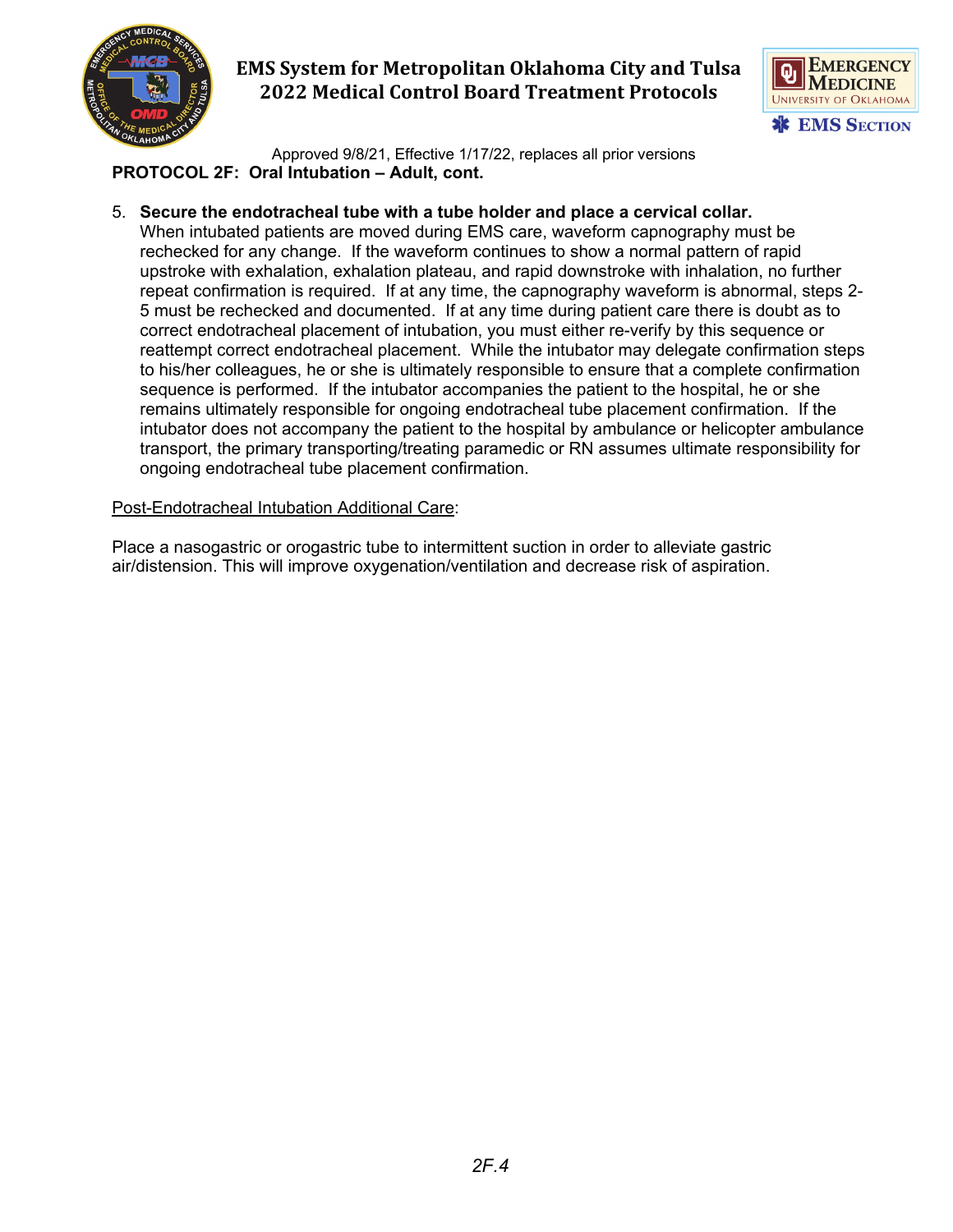**PROTOCOL 2F: Oral Intubation – Adult, cont.**

5. **Secure the endotracheal tube with a tube holder and place a cervical collar.** When intubated patients are moved during EMS care, waveform capnography must be rechecked for any change. If the waveform continues to show a normal pattern of rapid upstroke with exhalation, exhalation plateau, and rapid downstroke with inhalation, no further repeat confirmation is required. If at any time, the capnography waveform is abnormal, steps 2-5 must be rechecked and documented. If at any time during patient care there is doubt as to correct endotracheal placement of intubation, you must either re-verify by this sequence or reattempt correct endotracheal placement. While the intubator may delegate confirmation steps to his/her colleagues, he or she is ultimately responsible to ensure that a complete confirmation sequence is performed. If the intubator accompanies the patient to the hospital, he or she remains ultimately responsible for ongoing endotracheal tube placement confirmation. If the intubator does not accompany the patient to the hospital by ambulance or helicopter ambulance transport, the primary transporting/treating paramedic or RN assumes ultimate responsibility for ongoing endotracheal tube placement confirmation.

<u>Post-Endotracheal Intubation Additional Care</u>:

Place a nasogastric or orogastric tube to intermittent suction in order to alleviate gastric air/distension. This will improve oxygenation/ventilation and decrease risk of aspiration.